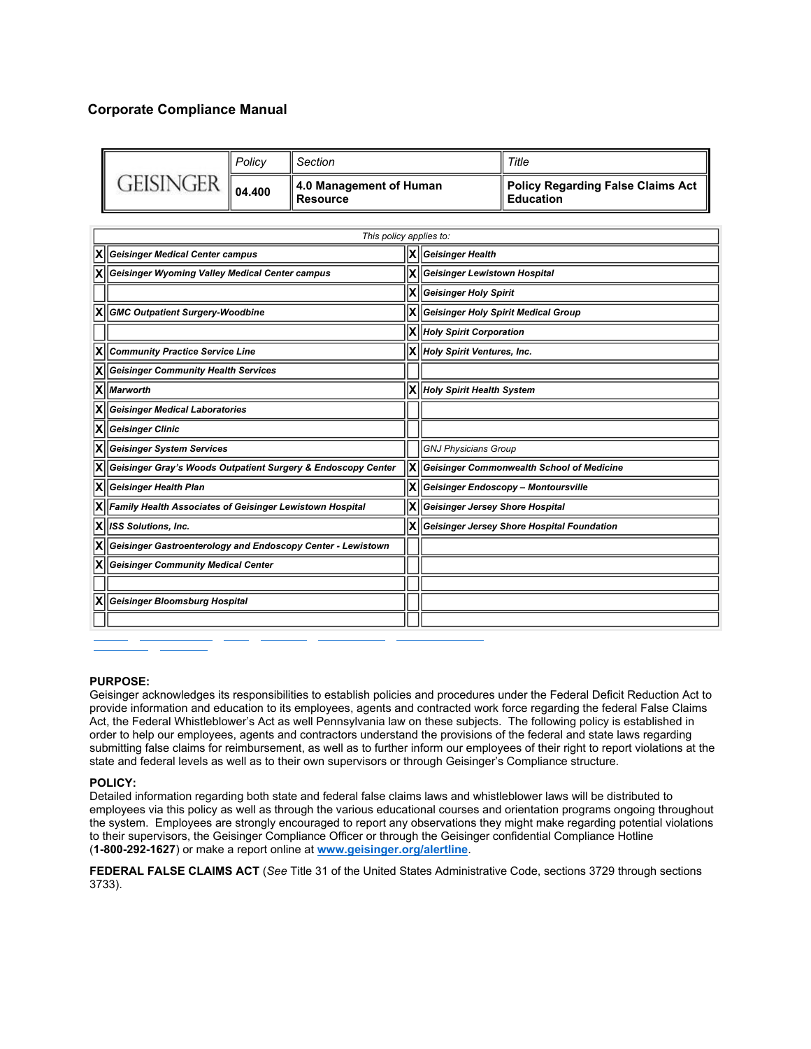## Corporate Compliance Manual

| GEISINGER | Policy | Section | Title |
|---|---|---|---|
| | **04.400** | **4.0 Management of Human Resource** | **Policy Regarding False Claims Act Education** |

| This policy applies to: | | | |
|---|---|---|---|
| X | ***Geisinger Medical Center campus*** | X | ***Geisinger Health*** |
| X | ***Geisinger Wyoming Valley Medical Center campus*** | X | ***Geisinger Lewistown Hospital*** |
| | | X | ***Geisinger Holy Spirit*** |
| X | ***GMC Outpatient Surgery-Woodbine*** | X | ***Geisinger Holy Spirit Medical Group*** |
| | | X | ***Holy Spirit Corporation*** |
| X | ***Community Practice Service Line*** | X | ***Holy Spirit Ventures, Inc.*** |
| X | ***Geisinger Community Health Services*** | | |
| X | ***Marworth*** | X | ***Holy Spirit Health System*** |
| X | ***Geisinger Medical Laboratories*** | | |
| X | ***Geisinger Clinic*** | | |
| X | ***Geisinger System Services*** | | *GNJ Physicians Group* |
| X | ***Geisinger Gray's Woods Outpatient Surgery & Endoscopy Center*** | X | ***Geisinger Commonwealth School of Medicine*** |
| X | ***Geisinger Health Plan*** | X | ***Geisinger Endoscopy – Montoursville*** |
| X | ***Family Health Associates of Geisinger Lewistown Hospital*** | X | ***Geisinger Jersey Shore Hospital*** |
| X | ***ISS Solutions, Inc.*** | X | ***Geisinger Jersey Shore Hospital Foundation*** |
| X | ***Geisinger Gastroenterology and Endoscopy Center - Lewistown*** | | |
| X | ***Geisinger Community Medical Center*** | | |
| | | | |
| X | ***Geisinger Bloomsburg Hospital*** | | |
| | | | |

**PURPOSE:**
Geisinger acknowledges its responsibilities to establish policies and procedures under the Federal Deficit Reduction Act to provide information and education to its employees, agents and contracted work force regarding the federal False Claims Act, the Federal Whistleblower's Act as well Pennsylvania law on these subjects. The following policy is established in order to help our employees, agents and contractors understand the provisions of the federal and state laws regarding submitting false claims for reimbursement, as well as to further inform our employees of their right to report violations at the state and federal levels as well as to their own supervisors or through Geisinger's Compliance structure.

**POLICY:**
Detailed information regarding both state and federal false claims laws and whistleblower laws will be distributed to employees via this policy as well as through the various educational courses and orientation programs ongoing throughout the system. Employees are strongly encouraged to report any observations they might make regarding potential violations to their supervisors, the Geisinger Compliance Officer or through the Geisinger confidential Compliance Hotline (**1-800-292-1627**) or make a report online at **www.geisinger.org/alertline**.

**FEDERAL FALSE CLAIMS ACT** (*See* Title 31 of the United States Administrative Code, sections 3729 through sections 3733).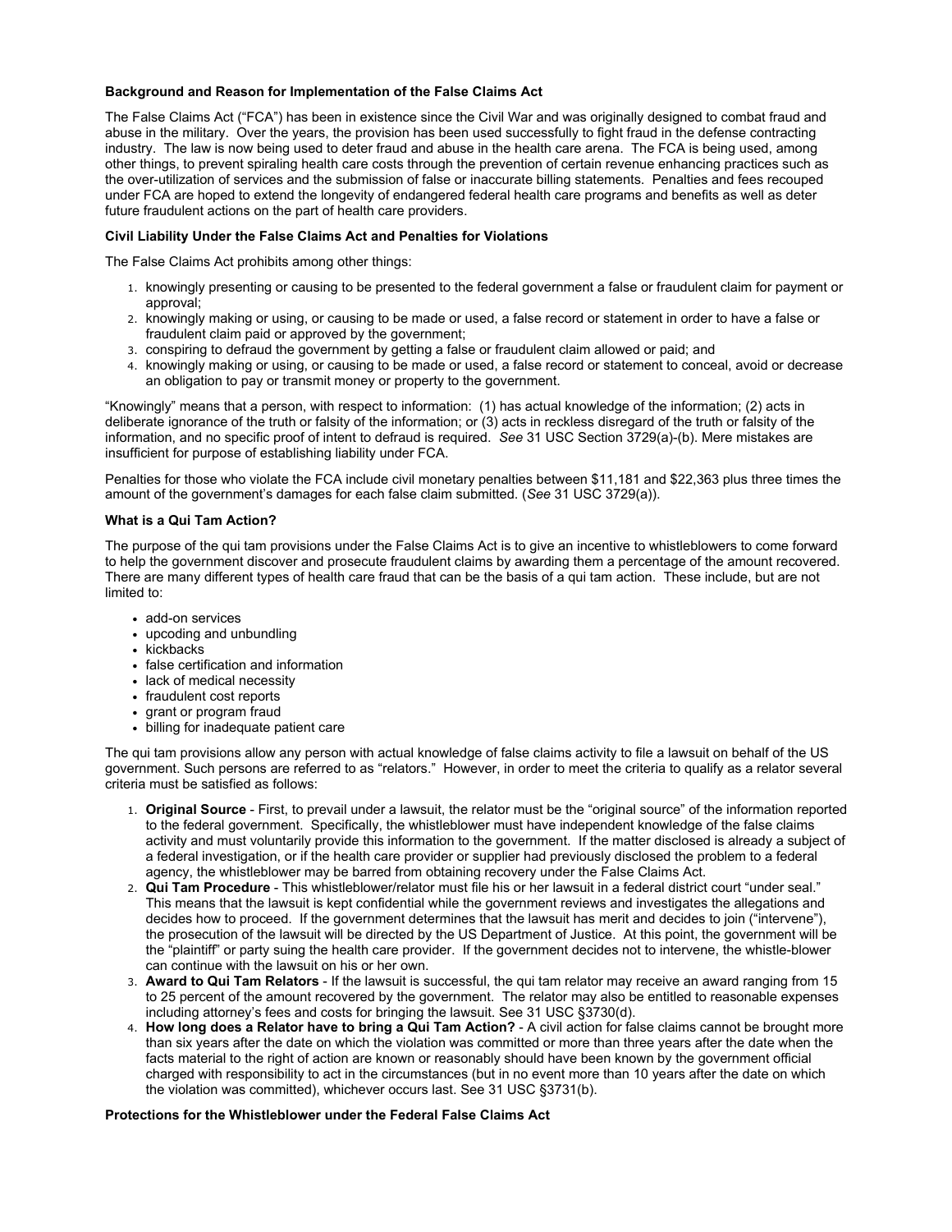**Background and Reason for Implementation of the False Claims Act**

The False Claims Act ("FCA") has been in existence since the Civil War and was originally designed to combat fraud and abuse in the military. Over the years, the provision has been used successfully to fight fraud in the defense contracting industry. The law is now being used to deter fraud and abuse in the health care arena. The FCA is being used, among other things, to prevent spiraling health care costs through the prevention of certain revenue enhancing practices such as the over-utilization of services and the submission of false or inaccurate billing statements. Penalties and fees recouped under FCA are hoped to extend the longevity of endangered federal health care programs and benefits as well as deter future fraudulent actions on the part of health care providers.

**Civil Liability Under the False Claims Act and Penalties for Violations**

The False Claims Act prohibits among other things:

1. knowingly presenting or causing to be presented to the federal government a false or fraudulent claim for payment or approval;
2. knowingly making or using, or causing to be made or used, a false record or statement in order to have a false or fraudulent claim paid or approved by the government;
3. conspiring to defraud the government by getting a false or fraudulent claim allowed or paid; and
4. knowingly making or using, or causing to be made or used, a false record or statement to conceal, avoid or decrease an obligation to pay or transmit money or property to the government.

"Knowingly" means that a person, with respect to information: (1) has actual knowledge of the information; (2) acts in deliberate ignorance of the truth or falsity of the information; or (3) acts in reckless disregard of the truth or falsity of the information, and no specific proof of intent to defraud is required. *See* 31 USC Section 3729(a)-(b). Mere mistakes are insufficient for purpose of establishing liability under FCA.

Penalties for those who violate the FCA include civil monetary penalties between $11,181 and $22,363 plus three times the amount of the government's damages for each false claim submitted. (*See* 31 USC 3729(a)).

**What is a Qui Tam Action?**

The purpose of the qui tam provisions under the False Claims Act is to give an incentive to whistleblowers to come forward to help the government discover and prosecute fraudulent claims by awarding them a percentage of the amount recovered. There are many different types of health care fraud that can be the basis of a qui tam action. These include, but are not limited to:

- add-on services
- upcoding and unbundling
- kickbacks
- false certification and information
- lack of medical necessity
- fraudulent cost reports
- grant or program fraud
- billing for inadequate patient care

The qui tam provisions allow any person with actual knowledge of false claims activity to file a lawsuit on behalf of the US government. Such persons are referred to as "relators." However, in order to meet the criteria to qualify as a relator several criteria must be satisfied as follows:

1. **Original Source** - First, to prevail under a lawsuit, the relator must be the "original source" of the information reported to the federal government. Specifically, the whistleblower must have independent knowledge of the false claims activity and must voluntarily provide this information to the government. If the matter disclosed is already a subject of a federal investigation, or if the health care provider or supplier had previously disclosed the problem to a federal agency, the whistleblower may be barred from obtaining recovery under the False Claims Act.
2. **Qui Tam Procedure** - This whistleblower/relator must file his or her lawsuit in a federal district court "under seal." This means that the lawsuit is kept confidential while the government reviews and investigates the allegations and decides how to proceed. If the government determines that the lawsuit has merit and decides to join ("intervene"), the prosecution of the lawsuit will be directed by the US Department of Justice. At this point, the government will be the "plaintiff" or party suing the health care provider. If the government decides not to intervene, the whistle-blower can continue with the lawsuit on his or her own.
3. **Award to Qui Tam Relators** - If the lawsuit is successful, the qui tam relator may receive an award ranging from 15 to 25 percent of the amount recovered by the government. The relator may also be entitled to reasonable expenses including attorney's fees and costs for bringing the lawsuit. See 31 USC §3730(d).
4. **How long does a Relator have to bring a Qui Tam Action?** - A civil action for false claims cannot be brought more than six years after the date on which the violation was committed or more than three years after the date when the facts material to the right of action are known or reasonably should have been known by the government official charged with responsibility to act in the circumstances (but in no event more than 10 years after the date on which the violation was committed), whichever occurs last. See 31 USC §3731(b).

**Protections for the Whistleblower under the Federal False Claims Act**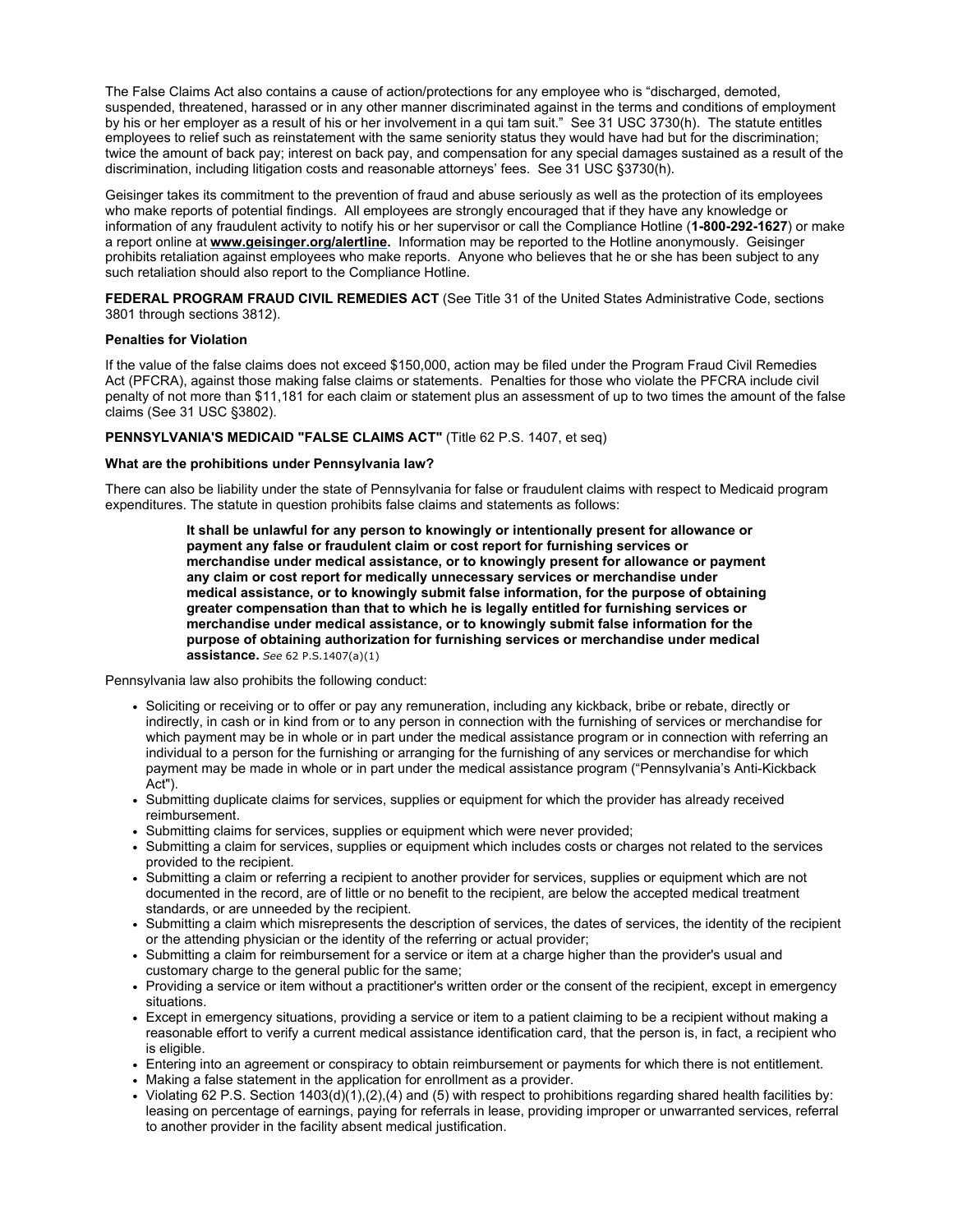The False Claims Act also contains a cause of action/protections for any employee who is "discharged, demoted, suspended, threatened, harassed or in any other manner discriminated against in the terms and conditions of employment by his or her employer as a result of his or her involvement in a qui tam suit." See 31 USC 3730(h). The statute entitles employees to relief such as reinstatement with the same seniority status they would have had but for the discrimination; twice the amount of back pay; interest on back pay, and compensation for any special damages sustained as a result of the discrimination, including litigation costs and reasonable attorneys' fees. See 31 USC §3730(h).

Geisinger takes its commitment to the prevention of fraud and abuse seriously as well as the protection of its employees who make reports of potential findings. All employees are strongly encouraged that if they have any knowledge or information of any fraudulent activity to notify his or her supervisor or call the Compliance Hotline (**1-800-292-1627**) or make a report online at **www.geisinger.org/alertline.** Information may be reported to the Hotline anonymously. Geisinger prohibits retaliation against employees who make reports. Anyone who believes that he or she has been subject to any such retaliation should also report to the Compliance Hotline.

**FEDERAL PROGRAM FRAUD CIVIL REMEDIES ACT** (See Title 31 of the United States Administrative Code, sections 3801 through sections 3812).

**Penalties for Violation**

If the value of the false claims does not exceed $150,000, action may be filed under the Program Fraud Civil Remedies Act (PFCRA), against those making false claims or statements. Penalties for those who violate the PFCRA include civil penalty of not more than $11,181 for each claim or statement plus an assessment of up to two times the amount of the false claims (See 31 USC §3802).

**PENNSYLVANIA'S MEDICAID "FALSE CLAIMS ACT"** (Title 62 P.S. 1407, et seq)

**What are the prohibitions under Pennsylvania law?**

There can also be liability under the state of Pennsylvania for false or fraudulent claims with respect to Medicaid program expenditures. The statute in question prohibits false claims and statements as follows:

> **It shall be unlawful for any person to knowingly or intentionally present for allowance or payment any false or fraudulent claim or cost report for furnishing services or merchandise under medical assistance, or to knowingly present for allowance or payment any claim or cost report for medically unnecessary services or merchandise under medical assistance, or to knowingly submit false information, for the purpose of obtaining greater compensation than that to which he is legally entitled for furnishing services or merchandise under medical assistance, or to knowingly submit false information for the purpose of obtaining authorization for furnishing services or merchandise under medical assistance.** *See* 62 P.S.1407(a)(1)

Pennsylvania law also prohibits the following conduct:

- Soliciting or receiving or to offer or pay any remuneration, including any kickback, bribe or rebate, directly or indirectly, in cash or in kind from or to any person in connection with the furnishing of services or merchandise for which payment may be in whole or in part under the medical assistance program or in connection with referring an individual to a person for the furnishing or arranging for the furnishing of any services or merchandise for which payment may be made in whole or in part under the medical assistance program ("Pennsylvania's Anti-Kickback Act").
- Submitting duplicate claims for services, supplies or equipment for which the provider has already received reimbursement.
- Submitting claims for services, supplies or equipment which were never provided;
- Submitting a claim for services, supplies or equipment which includes costs or charges not related to the services provided to the recipient.
- Submitting a claim or referring a recipient to another provider for services, supplies or equipment which are not documented in the record, are of little or no benefit to the recipient, are below the accepted medical treatment standards, or are unneeded by the recipient.
- Submitting a claim which misrepresents the description of services, the dates of services, the identity of the recipient or the attending physician or the identity of the referring or actual provider;
- Submitting a claim for reimbursement for a service or item at a charge higher than the provider's usual and customary charge to the general public for the same;
- Providing a service or item without a practitioner's written order or the consent of the recipient, except in emergency situations.
- Except in emergency situations, providing a service or item to a patient claiming to be a recipient without making a reasonable effort to verify a current medical assistance identification card, that the person is, in fact, a recipient who is eligible.
- Entering into an agreement or conspiracy to obtain reimbursement or payments for which there is not entitlement.
- Making a false statement in the application for enrollment as a provider.
- Violating 62 P.S. Section 1403(d)(1),(2),(4) and (5) with respect to prohibitions regarding shared health facilities by: leasing on percentage of earnings, paying for referrals in lease, providing improper or unwarranted services, referral to another provider in the facility absent medical justification.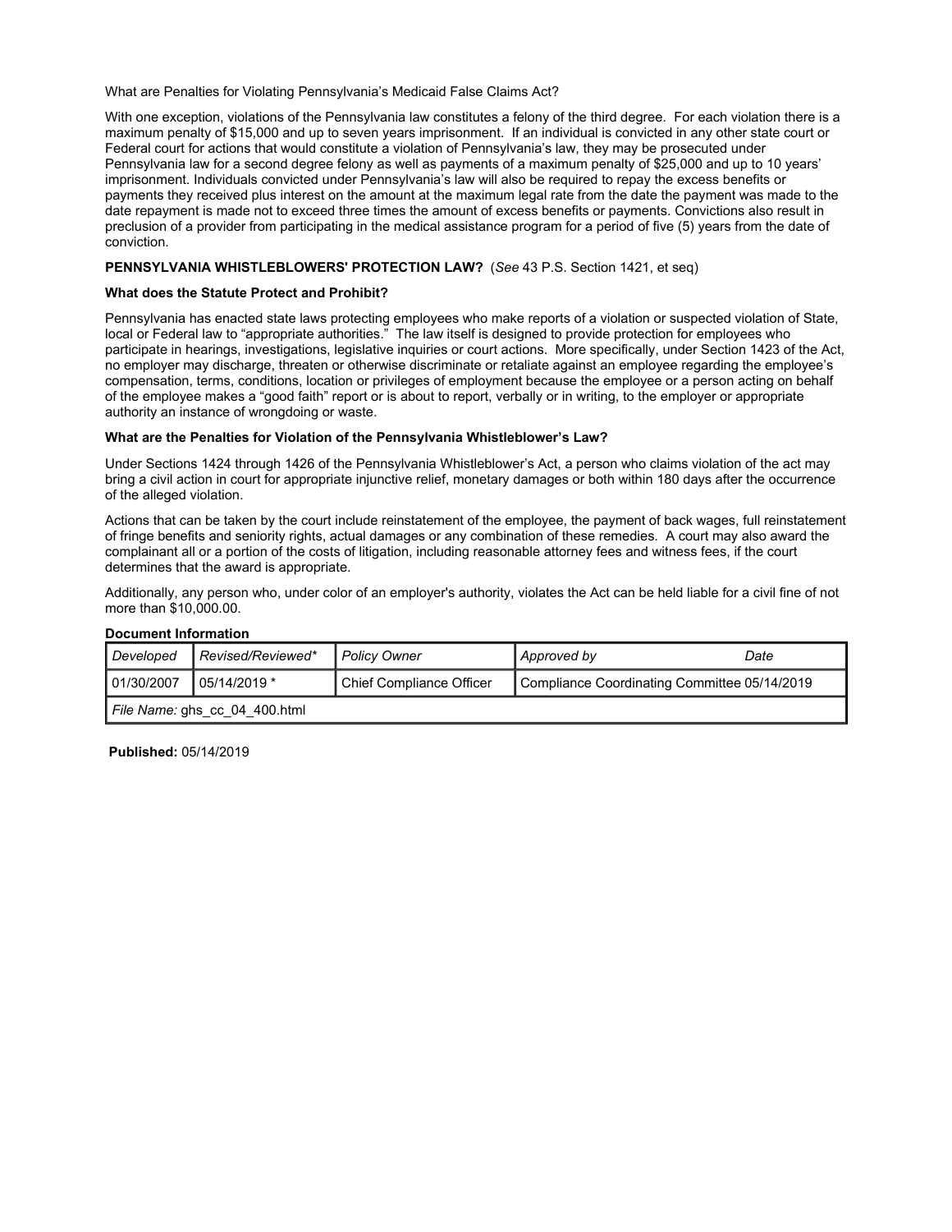What are Penalties for Violating Pennsylvania's Medicaid False Claims Act?

With one exception, violations of the Pennsylvania law constitutes a felony of the third degree. For each violation there is a maximum penalty of $15,000 and up to seven years imprisonment. If an individual is convicted in any other state court or Federal court for actions that would constitute a violation of Pennsylvania's law, they may be prosecuted under Pennsylvania law for a second degree felony as well as payments of a maximum penalty of $25,000 and up to 10 years' imprisonment. Individuals convicted under Pennsylvania's law will also be required to repay the excess benefits or payments they received plus interest on the amount at the maximum legal rate from the date the payment was made to the date repayment is made not to exceed three times the amount of excess benefits or payments. Convictions also result in preclusion of a provider from participating in the medical assistance program for a period of five (5) years from the date of conviction.

**PENNSYLVANIA WHISTLEBLOWERS' PROTECTION LAW?** (*See* 43 P.S. Section 1421, et seq)

**What does the Statute Protect and Prohibit?**

Pennsylvania has enacted state laws protecting employees who make reports of a violation or suspected violation of State, local or Federal law to "appropriate authorities." The law itself is designed to provide protection for employees who participate in hearings, investigations, legislative inquiries or court actions. More specifically, under Section 1423 of the Act, no employer may discharge, threaten or otherwise discriminate or retaliate against an employee regarding the employee's compensation, terms, conditions, location or privileges of employment because the employee or a person acting on behalf of the employee makes a "good faith" report or is about to report, verbally or in writing, to the employer or appropriate authority an instance of wrongdoing or waste.

**What are the Penalties for Violation of the Pennsylvania Whistleblower's Law?**

Under Sections 1424 through 1426 of the Pennsylvania Whistleblower's Act, a person who claims violation of the act may bring a civil action in court for appropriate injunctive relief, monetary damages or both within 180 days after the occurrence of the alleged violation.

Actions that can be taken by the court include reinstatement of the employee, the payment of back wages, full reinstatement of fringe benefits and seniority rights, actual damages or any combination of these remedies. A court may also award the complainant all or a portion of the costs of litigation, including reasonable attorney fees and witness fees, if the court determines that the award is appropriate.

Additionally, any person who, under color of an employer's authority, violates the Act can be held liable for a civil fine of not more than $10,000.00.

**Document Information**

| *Developed* | *Revised/Reviewed** | *Policy Owner* | *Approved by* | *Date* |
|---|---|---|---|---|
| 01/30/2007 | 05/14/2019 * | Chief Compliance Officer | Compliance Coordinating Committee | 05/14/2019 |
| *File Name:* ghs_cc_04_400.html | | | | |

**Published:** 05/14/2019